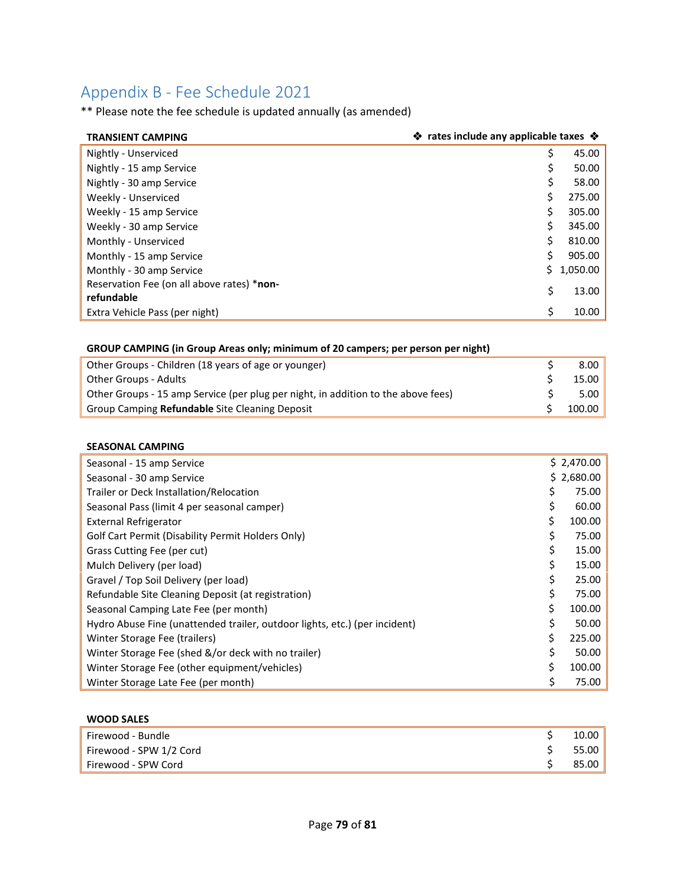# Appendix B - Fee Schedule 2021

** Please note the fee schedule is updated annually (as amended)

| TRANSIENT CAMPING | ❖ rates include any applicable taxes ❖ |
|---|---|
| Nightly - Unserviced | $ 45.00 |
| Nightly - 15 amp Service | $ 50.00 |
| Nightly - 30 amp Service | $ 58.00 |
| Weekly - Unserviced | $ 275.00 |
| Weekly - 15 amp Service | $ 305.00 |
| Weekly - 30 amp Service | $ 345.00 |
| Monthly - Unserviced | $ 810.00 |
| Monthly - 15 amp Service | $ 905.00 |
| Monthly - 30 amp Service | $ 1,050.00 |
| Reservation Fee (on all above rates) ***non-refundable** | $ 13.00 |
| Extra Vehicle Pass (per night) | $ 10.00 |

**GROUP CAMPING (in Group Areas only; minimum of 20 campers; per person per night)**

| Item | Fee |
|---|---|
| Other Groups - Children (18 years of age or younger) | $ 8.00 |
| Other Groups - Adults | $ 15.00 |
| Other Groups - 15 amp Service (per plug per night, in addition to the above fees) | $ 5.00 |
| Group Camping **Refundable** Site Cleaning Deposit | $ 100.00 |

**SEASONAL CAMPING**

| Item | Fee |
|---|---|
| Seasonal - 15 amp Service | $ 2,470.00 |
| Seasonal - 30 amp Service | $ 2,680.00 |
| Trailer or Deck Installation/Relocation | $ 75.00 |
| Seasonal Pass (limit 4 per seasonal camper) | $ 60.00 |
| External Refrigerator | $ 100.00 |
| Golf Cart Permit (Disability Permit Holders Only) | $ 75.00 |
| Grass Cutting Fee (per cut) | $ 15.00 |
| Mulch Delivery (per load) | $ 15.00 |
| Gravel / Top Soil Delivery (per load) | $ 25.00 |
| Refundable Site Cleaning Deposit (at registration) | $ 75.00 |
| Seasonal Camping Late Fee (per month) | $ 100.00 |
| Hydro Abuse Fine (unattended trailer, outdoor lights, etc.) (per incident) | $ 50.00 |
| Winter Storage Fee (trailers) | $ 225.00 |
| Winter Storage Fee (shed &/or deck with no trailer) | $ 50.00 |
| Winter Storage Fee (other equipment/vehicles) | $ 100.00 |
| Winter Storage Late Fee (per month) | $ 75.00 |

**WOOD SALES**

| Item | Fee |
|---|---|
| Firewood - Bundle | $ 10.00 |
| Firewood - SPW 1/2 Cord | $ 55.00 |
| Firewood - SPW Cord | $ 85.00 |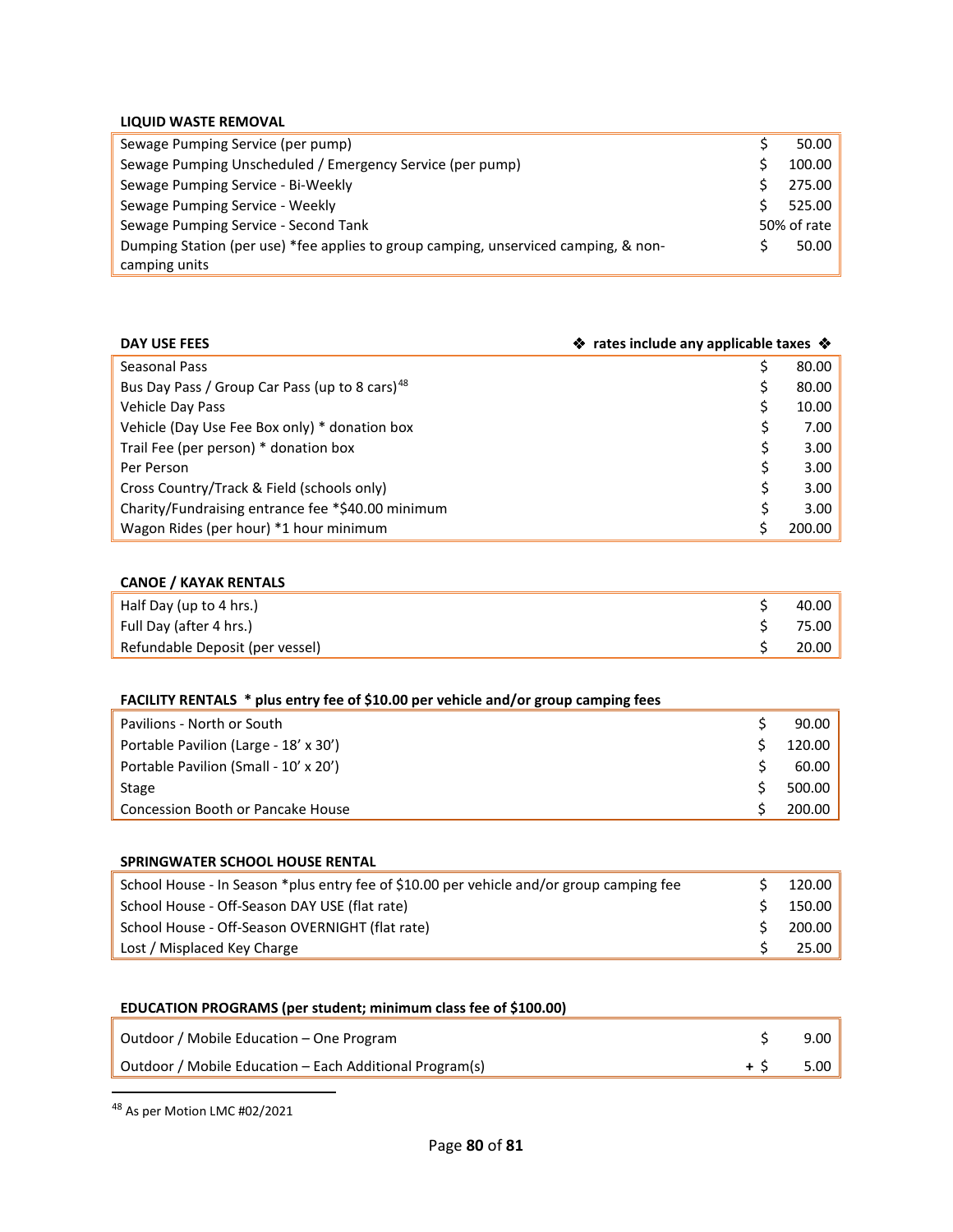**LIQUID WASTE REMOVAL**

| | |
|---|---|
| Sewage Pumping Service (per pump) | $ 50.00 |
| Sewage Pumping Unscheduled / Emergency Service (per pump) | $ 100.00 |
| Sewage Pumping Service - Bi-Weekly | $ 275.00 |
| Sewage Pumping Service - Weekly | $ 525.00 |
| Sewage Pumping Service - Second Tank | 50% of rate |
| Dumping Station (per use) *fee applies to group camping, unserviced camping, & non-camping units | $ 50.00 |

**DAY USE FEES** ❖ **rates include any applicable taxes** ❖

| | |
|---|---|
| Seasonal Pass | $ 80.00 |
| Bus Day Pass / Group Car Pass (up to 8 cars)[48] | $ 80.00 |
| Vehicle Day Pass | $ 10.00 |
| Vehicle (Day Use Fee Box only) * donation box | $ 7.00 |
| Trail Fee (per person) * donation box | $ 3.00 |
| Per Person | $ 3.00 |
| Cross Country/Track & Field (schools only) | $ 3.00 |
| Charity/Fundraising entrance fee *$40.00 minimum | $ 3.00 |
| Wagon Rides (per hour) *1 hour minimum | $ 200.00 |

**CANOE / KAYAK RENTALS**

| | |
|---|---|
| Half Day (up to 4 hrs.) | $ 40.00 |
| Full Day (after 4 hrs.) | $ 75.00 |
| Refundable Deposit (per vessel) | $ 20.00 |

**FACILITY RENTALS * plus entry fee of $10.00 per vehicle and/or group camping fees**

| | |
|---|---|
| Pavilions - North or South | $ 90.00 |
| Portable Pavilion (Large - 18' x 30') | $ 120.00 |
| Portable Pavilion (Small - 10' x 20') | $ 60.00 |
| Stage | $ 500.00 |
| Concession Booth or Pancake House | $ 200.00 |

**SPRINGWATER SCHOOL HOUSE RENTAL**

| | |
|---|---|
| School House - In Season *plus entry fee of $10.00 per vehicle and/or group camping fee | $ 120.00 |
| School House - Off-Season DAY USE (flat rate) | $ 150.00 |
| School House - Off-Season OVERNIGHT (flat rate) | $ 200.00 |
| Lost / Misplaced Key Charge | $ 25.00 |

**EDUCATION PROGRAMS (per student; minimum class fee of $100.00)**

| | |
|---|---|
| Outdoor / Mobile Education – One Program | $ 9.00 |
| Outdoor / Mobile Education – Each Additional Program(s) | + $ 5.00 |

[48] As per Motion LMC #02/2021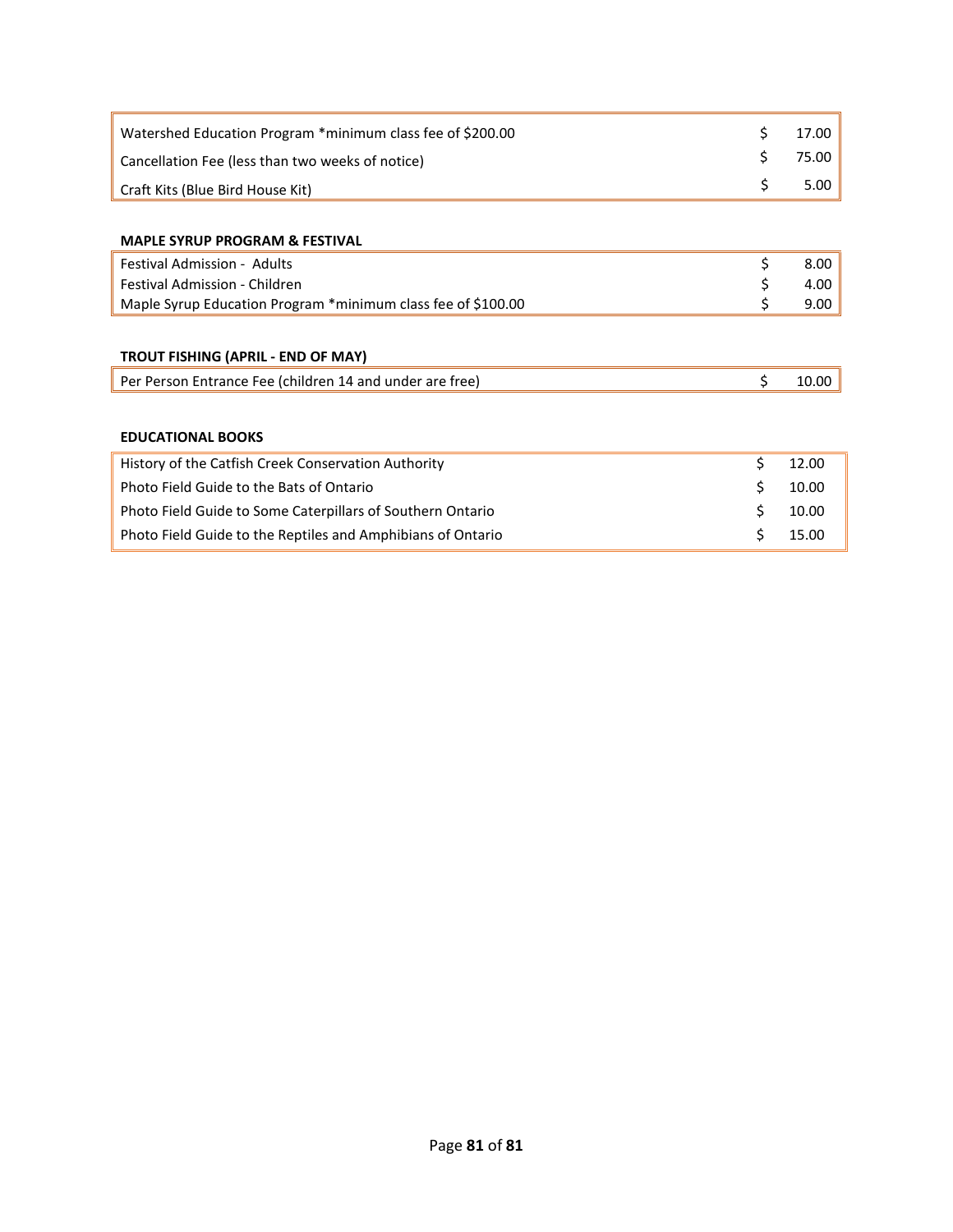| | |
|---|---|
| Watershed Education Program *minimum class fee of $200.00 | $ 17.00 |
| Cancellation Fee (less than two weeks of notice) | $ 75.00 |
| Craft Kits (Blue Bird House Kit) | $ 5.00 |

**MAPLE SYRUP PROGRAM & FESTIVAL**

| | |
|---|---|
| Festival Admission - Adults | $ 8.00 |
| Festival Admission - Children | $ 4.00 |
| Maple Syrup Education Program *minimum class fee of $100.00 | $ 9.00 |

**TROUT FISHING (APRIL - END OF MAY)**

| | |
|---|---|
| Per Person Entrance Fee (children 14 and under are free) | $ 10.00 |

**EDUCATIONAL BOOKS**

| | |
|---|---|
| History of the Catfish Creek Conservation Authority | $ 12.00 |
| Photo Field Guide to the Bats of Ontario | $ 10.00 |
| Photo Field Guide to Some Caterpillars of Southern Ontario | $ 10.00 |
| Photo Field Guide to the Reptiles and Amphibians of Ontario | $ 15.00 |